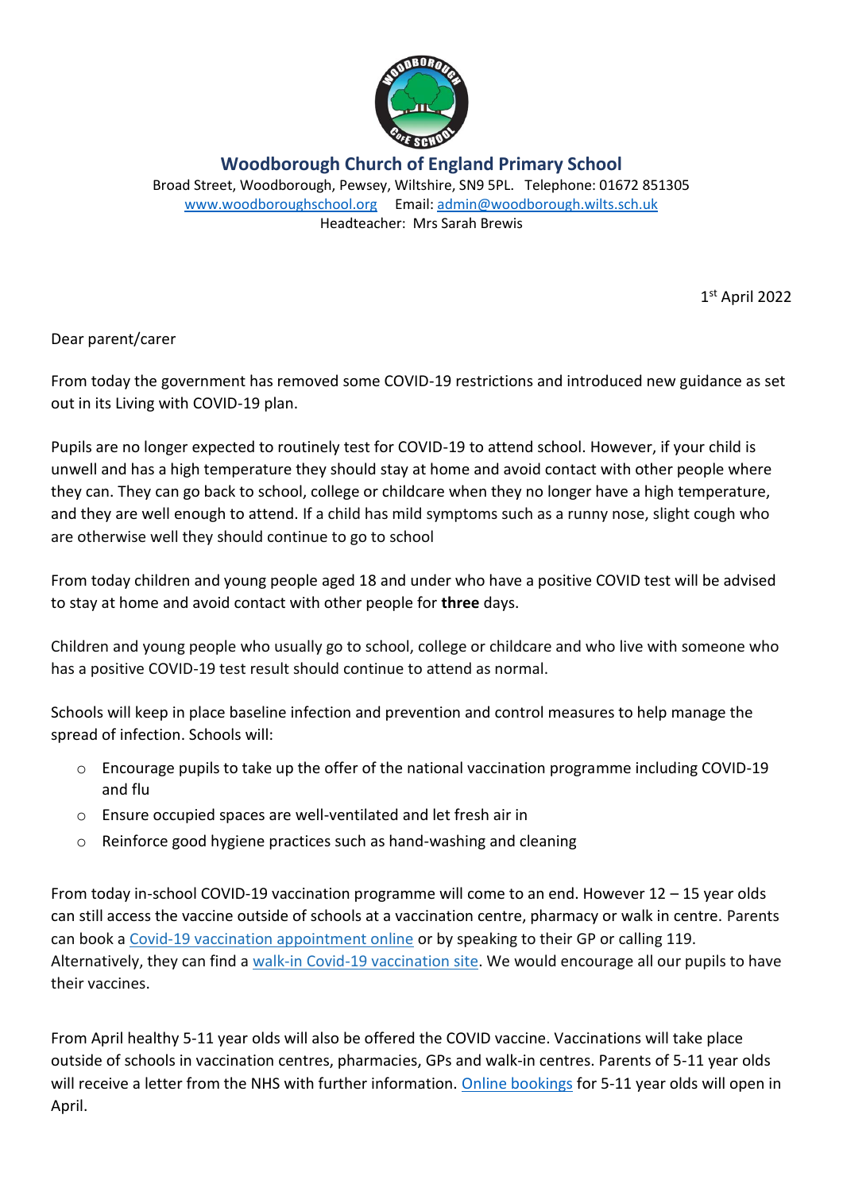# Woodborough Church of England Primary School

Broad Street, Woodborough, Pewsey, Wiltshire, SN9 5PL. Telephone: 01672 851305
[www.woodboroughschool.org](www.woodboroughschool.org) Email: [admin@woodborough.wilts.sch.uk](mailto:admin@woodborough.wilts.sch.uk)
Headteacher: Mrs Sarah Brewis

1st April 2022

Dear parent/carer

From today the government has removed some COVID-19 restrictions and introduced new guidance as set out in its Living with COVID-19 plan.

Pupils are no longer expected to routinely test for COVID-19 to attend school. However, if your child is unwell and has a high temperature they should stay at home and avoid contact with other people where they can. They can go back to school, college or childcare when they no longer have a high temperature, and they are well enough to attend. If a child has mild symptoms such as a runny nose, slight cough who are otherwise well they should continue to go to school

From today children and young people aged 18 and under who have a positive COVID test will be advised to stay at home and avoid contact with other people for **three** days.

Children and young people who usually go to school, college or childcare and who live with someone who has a positive COVID-19 test result should continue to attend as normal.

Schools will keep in place baseline infection and prevention and control measures to help manage the spread of infection. Schools will:

- Encourage pupils to take up the offer of the national vaccination programme including COVID-19 and flu
- Ensure occupied spaces are well-ventilated and let fresh air in
- Reinforce good hygiene practices such as hand-washing and cleaning

From today in-school COVID-19 vaccination programme will come to an end. However 12 – 15 year olds can still access the vaccine outside of schools at a vaccination centre, pharmacy or walk in centre. Parents can book a Covid-19 vaccination appointment online or by speaking to their GP or calling 119. Alternatively, they can find a walk-in Covid-19 vaccination site. We would encourage all our pupils to have their vaccines.

From April healthy 5-11 year olds will also be offered the COVID vaccine. Vaccinations will take place outside of schools in vaccination centres, pharmacies, GPs and walk-in centres. Parents of 5-11 year olds will receive a letter from the NHS with further information. Online bookings for 5-11 year olds will open in April.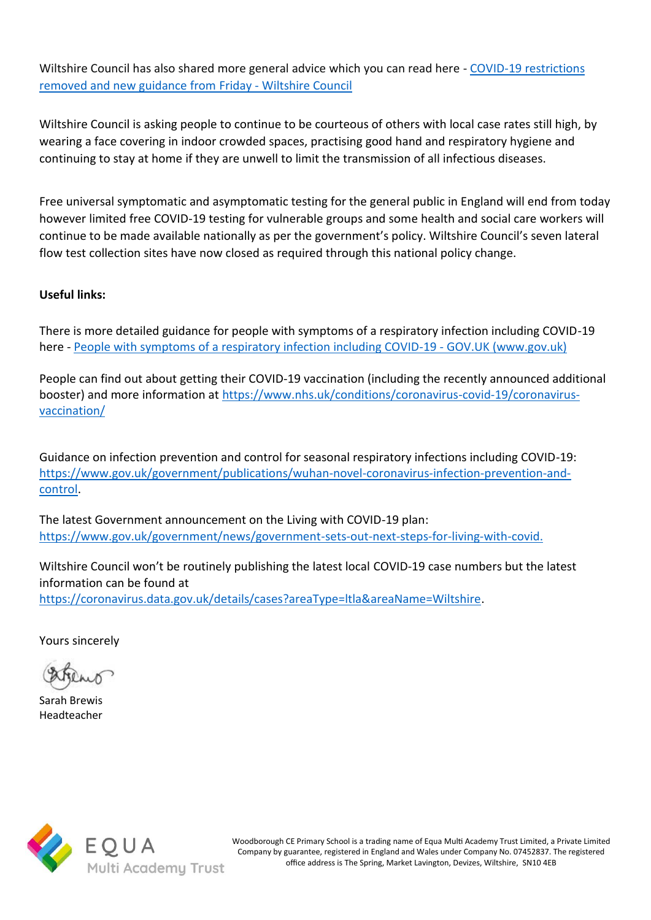Wiltshire Council has also shared more general advice which you can read here - [COVID-19 restrictions removed and new guidance from Friday - Wiltshire Council]()

Wiltshire Council is asking people to continue to be courteous of others with local case rates still high, by wearing a face covering in indoor crowded spaces, practising good hand and respiratory hygiene and continuing to stay at home if they are unwell to limit the transmission of all infectious diseases.

Free universal symptomatic and asymptomatic testing for the general public in England will end from today however limited free COVID-19 testing for vulnerable groups and some health and social care workers will continue to be made available nationally as per the government's policy. Wiltshire Council's seven lateral flow test collection sites have now closed as required through this national policy change.

**Useful links:**

There is more detailed guidance for people with symptoms of a respiratory infection including COVID-19 here - [People with symptoms of a respiratory infection including COVID-19 - GOV.UK (www.gov.uk)]()

People can find out about getting their COVID-19 vaccination (including the recently announced additional booster) and more information at https://www.nhs.uk/conditions/coronavirus-covid-19/coronavirus-vaccination/

Guidance on infection prevention and control for seasonal respiratory infections including COVID-19: https://www.gov.uk/government/publications/wuhan-novel-coronavirus-infection-prevention-and-control.

The latest Government announcement on the Living with COVID-19 plan: https://www.gov.uk/government/news/government-sets-out-next-steps-for-living-with-covid.

Wiltshire Council won't be routinely publishing the latest local COVID-19 case numbers but the latest information can be found at https://coronavirus.data.gov.uk/details/cases?areaType=ltla&areaName=Wiltshire.

Yours sincerely

Sarah Brewis
Headteacher

EQUA Multi Academy Trust

Woodborough CE Primary School is a trading name of Equa Multi Academy Trust Limited, a Private Limited Company by guarantee, registered in England and Wales under Company No. 07452837. The registered office address is The Spring, Market Lavington, Devizes, Wiltshire, SN10 4EB